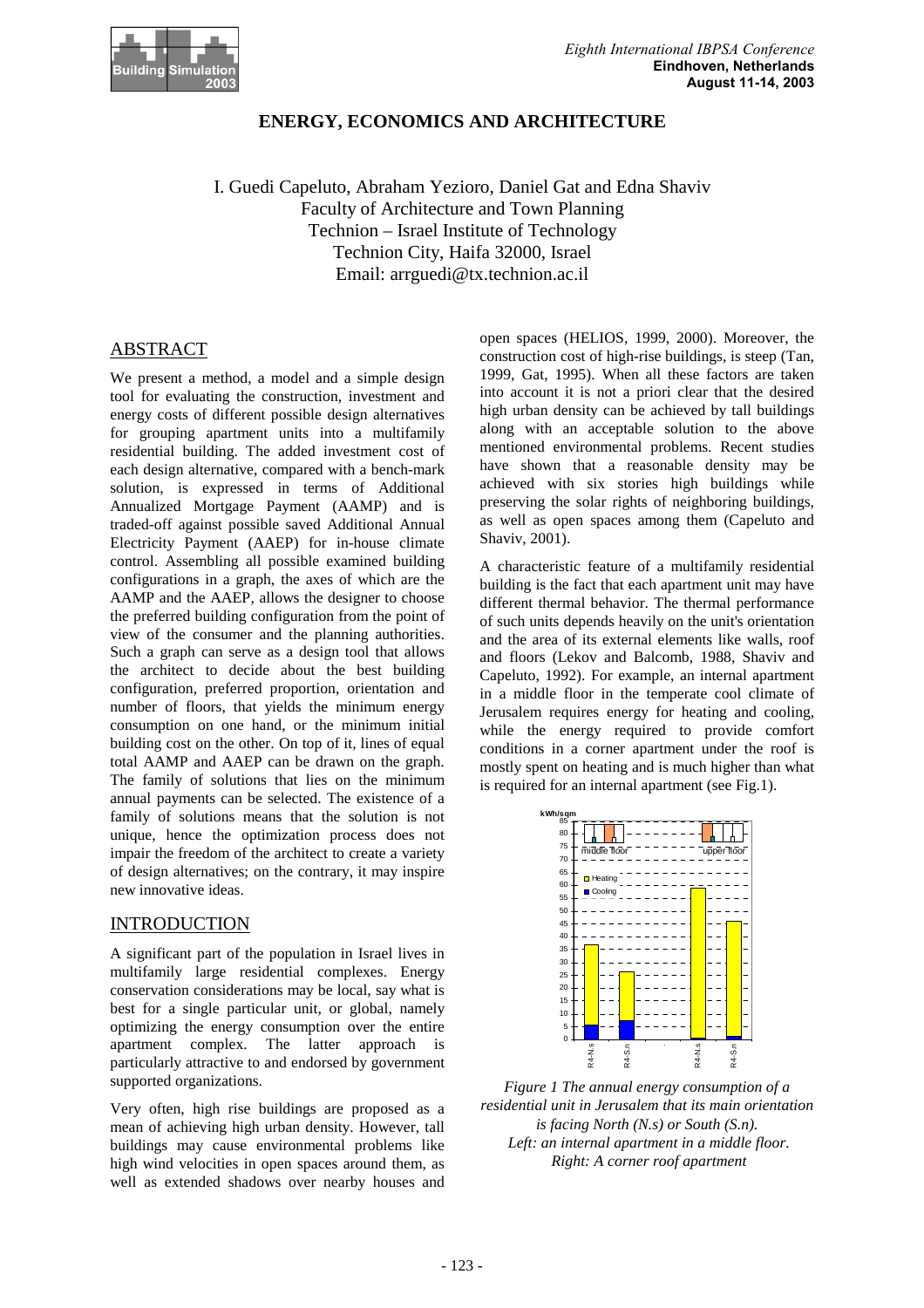# ENERGY, ECONOMICS AND ARCHITECTURE

I. Guedi Capeluto, Abraham Yezioro, Daniel Gat and Edna Shaviv
Faculty of Architecture and Town Planning
Technion – Israel Institute of Technology
Technion City, Haifa 32000, Israel
Email: arrguedi@tx.technion.ac.il

## ABSTRACT

We present a method, a model and a simple design tool for evaluating the construction, investment and energy costs of different possible design alternatives for grouping apartment units into a multifamily residential building. The added investment cost of each design alternative, compared with a bench-mark solution, is expressed in terms of Additional Annualized Mortgage Payment (AAMP) and is traded-off against possible saved Additional Annual Electricity Payment (AAEP) for in-house climate control. Assembling all possible examined building configurations in a graph, the axes of which are the AAMP and the AAEP, allows the designer to choose the preferred building configuration from the point of view of the consumer and the planning authorities. Such a graph can serve as a design tool that allows the architect to decide about the best building configuration, preferred proportion, orientation and number of floors, that yields the minimum energy consumption on one hand, or the minimum initial building cost on the other. On top of it, lines of equal total AAMP and AAEP can be drawn on the graph. The family of solutions that lies on the minimum annual payments can be selected. The existence of a family of solutions means that the solution is not unique, hence the optimization process does not impair the freedom of the architect to create a variety of design alternatives; on the contrary, it may inspire new innovative ideas.

## INTRODUCTION

A significant part of the population in Israel lives in multifamily large residential complexes. Energy conservation considerations may be local, say what is best for a single particular unit, or global, namely optimizing the energy consumption over the entire apartment complex. The latter approach is particularly attractive to and endorsed by government supported organizations.

Very often, high rise buildings are proposed as a mean of achieving high urban density. However, tall buildings may cause environmental problems like high wind velocities in open spaces around them, as well as extended shadows over nearby houses and open spaces (HELIOS, 1999, 2000). Moreover, the construction cost of high-rise buildings, is steep (Tan, 1999, Gat, 1995). When all these factors are taken into account it is not a priori clear that the desired high urban density can be achieved by tall buildings along with an acceptable solution to the above mentioned environmental problems. Recent studies have shown that a reasonable density may be achieved with six stories high buildings while preserving the solar rights of neighboring buildings, as well as open spaces among them (Capeluto and Shaviv, 2001).

A characteristic feature of a multifamily residential building is the fact that each apartment unit may have different thermal behavior. The thermal performance of such units depends heavily on the unit's orientation and the area of its external elements like walls, roof and floors (Lekov and Balcomb, 1988, Shaviv and Capeluto, 1992). For example, an internal apartment in a middle floor in the temperate cool climate of Jerusalem requires energy for heating and cooling, while the energy required to provide comfort conditions in a corner apartment under the roof is mostly spent on heating and is much higher than what is required for an internal apartment (see Fig.1).

*Figure 1 The annual energy consumption of a residential unit in Jerusalem that its main orientation is facing North (N.s) or South (S.n).*
*Left: an internal apartment in a middle floor.*
*Right: A corner roof apartment*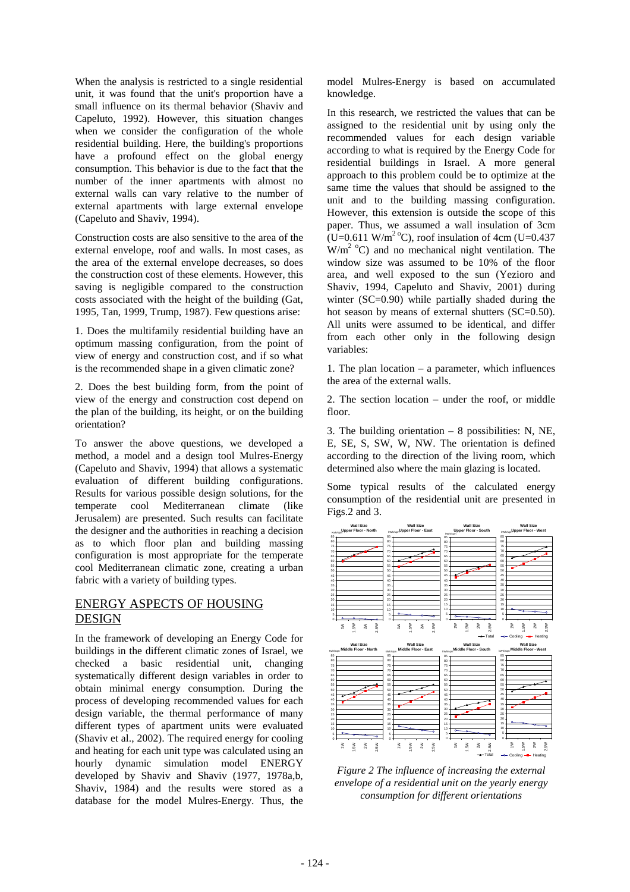When the analysis is restricted to a single residential unit, it was found that the unit's proportion have a small influence on its thermal behavior (Shaviv and Capeluto, 1992). However, this situation changes when we consider the configuration of the whole residential building. Here, the building's proportions have a profound effect on the global energy consumption. This behavior is due to the fact that the number of the inner apartments with almost no external walls can vary relative to the number of external apartments with large external envelope (Capeluto and Shaviv, 1994).

Construction costs are also sensitive to the area of the external envelope, roof and walls. In most cases, as the area of the external envelope decreases, so does the construction cost of these elements. However, this saving is negligible compared to the construction costs associated with the height of the building (Gat, 1995, Tan, 1999, Trump, 1987). Few questions arise:

1. Does the multifamily residential building have an optimum massing configuration, from the point of view of energy and construction cost, and if so what is the recommended shape in a given climatic zone?

2. Does the best building form, from the point of view of the energy and construction cost depend on the plan of the building, its height, or on the building orientation?

To answer the above questions, we developed a method, a model and a design tool Mulres-Energy (Capeluto and Shaviv, 1994) that allows a systematic evaluation of different building configurations. Results for various possible design solutions, for the temperate cool Mediterranean climate (like Jerusalem) are presented. Such results can facilitate the designer and the authorities in reaching a decision as to which floor plan and building massing configuration is most appropriate for the temperate cool Mediterranean climatic zone, creating a urban fabric with a variety of building types.

## ENERGY ASPECTS OF HOUSING DESIGN

In the framework of developing an Energy Code for buildings in the different climatic zones of Israel, we checked a basic residential unit, changing systematically different design variables in order to obtain minimal energy consumption. During the process of developing recommended values for each design variable, the thermal performance of many different types of apartment units were evaluated (Shaviv et al., 2002). The required energy for cooling and heating for each unit type was calculated using an hourly dynamic simulation model ENERGY developed by Shaviv and Shaviv (1977, 1978a,b, Shaviv, 1984) and the results were stored as a database for the model Mulres-Energy. Thus, the model Mulres-Energy is based on accumulated knowledge.

In this research, we restricted the values that can be assigned to the residential unit by using only the recommended values for each design variable according to what is required by the Energy Code for residential buildings in Israel. A more general approach to this problem could be to optimize at the same time the values that should be assigned to the unit and to the building massing configuration. However, this extension is outside the scope of this paper. Thus, we assumed a wall insulation of 3cm ($U=0.611$ W/m$^2$ $^o$C), roof insulation of 4cm ($U=0.437$ W/m$^2$ $^o$C) and no mechanical night ventilation. The window size was assumed to be 10% of the floor area, and well exposed to the sun (Yezioro and Shaviv, 1994, Capeluto and Shaviv, 2001) during winter (SC=0.90) while partially shaded during the hot season by means of external shutters (SC=0.50). All units were assumed to be identical, and differ from each other only in the following design variables:

1. The plan location – a parameter, which influences the area of the external walls.

2. The section location – under the roof, or middle floor.

3. The building orientation – 8 possibilities: N, NE, E, SE, S, SW, W, NW. The orientation is defined according to the direction of the living room, which determined also where the main glazing is located.

Some typical results of the calculated energy consumption of the residential unit are presented in Figs.2 and 3.

*Figure 2 The influence of increasing the external envelope of a residential unit on the yearly energy consumption for different orientations*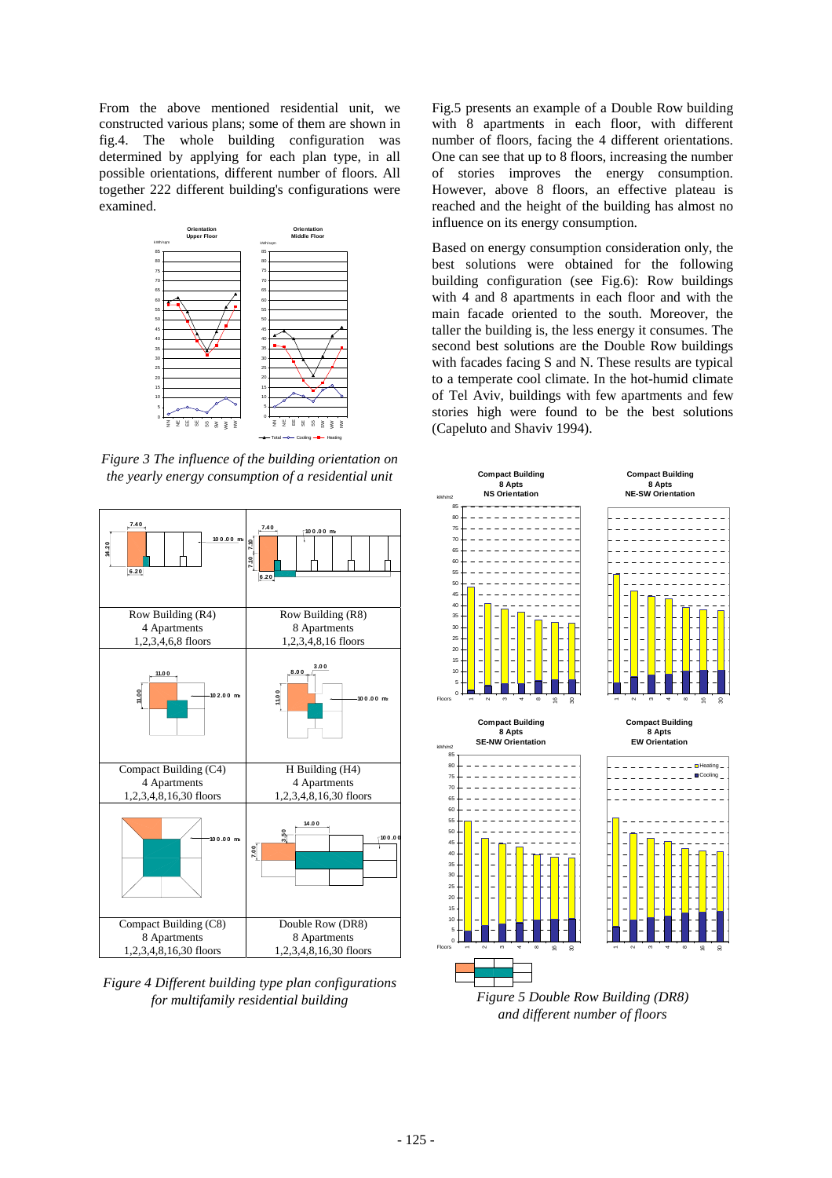From the above mentioned residential unit, we constructed various plans; some of them are shown in fig.4. The whole building configuration was determined by applying for each plan type, in all possible orientations, different number of floors. All together 222 different building's configurations were examined.

*Figure 3 The influence of the building orientation on the yearly energy consumption of a residential unit*

| Row Building (R4)<br>4 Apartments<br>1,2,3,4,6,8 floors | Row Building (R8)<br>8 Apartments<br>1,2,3,4,8,16 floors |
|---|---|
| Compact Building (C4)<br>4 Apartments<br>1,2,3,4,8,16,30 floors | H Building (H4)<br>4 Apartments<br>1,2,3,4,8,16,30 floors |
| Compact Building (C8)<br>8 Apartments<br>1,2,3,4,8,16,30 floors | Double Row (DR8)<br>8 Apartments<br>1,2,3,4,8,16,30 floors |

*Figure 4 Different building type plan configurations for multifamily residential building*

Fig.5 presents an example of a Double Row building with 8 apartments in each floor, with different number of floors, facing the 4 different orientations. One can see that up to 8 floors, increasing the number of stories improves the energy consumption. However, above 8 floors, an effective plateau is reached and the height of the building has almost no influence on its energy consumption.

Based on energy consumption consideration only, the best solutions were obtained for the following building configuration (see Fig.6): Row buildings with 4 and 8 apartments in each floor and with the main facade oriented to the south. Moreover, the taller the building is, the less energy it consumes. The second best solutions are the Double Row buildings with facades facing S and N. These results are typical to a temperate cool climate. In the hot-humid climate of Tel Aviv, buildings with few apartments and few stories high were found to be the best solutions (Capeluto and Shaviv 1994).

*Figure 5 Double Row Building (DR8) and different number of floors*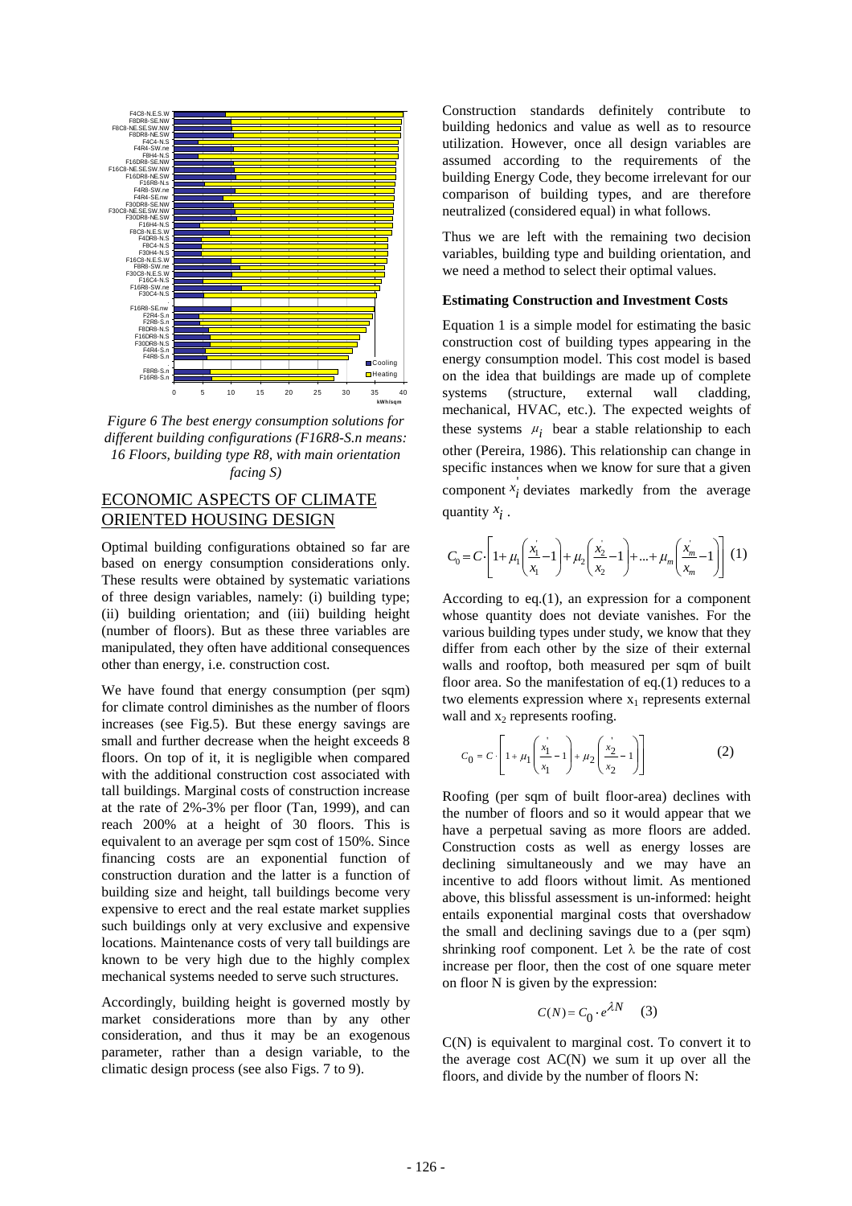*Figure 6 The best energy consumption solutions for different building configurations (F16R8-S.n means: 16 Floors, building type R8, with main orientation facing S)*

## ECONOMIC ASPECTS OF CLIMATE ORIENTED HOUSING DESIGN

Optimal building configurations obtained so far are based on energy consumption considerations only. These results were obtained by systematic variations of three design variables, namely: (i) building type; (ii) building orientation; and (iii) building height (number of floors). But as these three variables are manipulated, they often have additional consequences other than energy, i.e. construction cost.

We have found that energy consumption (per sqm) for climate control diminishes as the number of floors increases (see Fig.5). But these energy savings are small and further decrease when the height exceeds 8 floors. On top of it, it is negligible when compared with the additional construction cost associated with tall buildings. Marginal costs of construction increase at the rate of 2%-3% per floor (Tan, 1999), and can reach 200% at a height of 30 floors. This is equivalent to an average per sqm cost of 150%. Since financing costs are an exponential function of construction duration and the latter is a function of building size and height, tall buildings become very expensive to erect and the real estate market supplies such buildings only at very exclusive and expensive locations. Maintenance costs of very tall buildings are known to be very high due to the highly complex mechanical systems needed to serve such structures.

Accordingly, building height is governed mostly by market considerations more than by any other consideration, and thus it may be an exogenous parameter, rather than a design variable, to the climatic design process (see also Figs. 7 to 9).

Construction standards definitely contribute to building hedonics and value as well as to resource utilization. However, once all design variables are assumed according to the requirements of the building Energy Code, they become irrelevant for our comparison of building types, and are therefore neutralized (considered equal) in what follows.

Thus we are left with the remaining two decision variables, building type and building orientation, and we need a method to select their optimal values.

**Estimating Construction and Investment Costs**

Equation 1 is a simple model for estimating the basic construction cost of building types appearing in the energy consumption model. This cost model is based on the idea that buildings are made up of complete systems (structure, external wall cladding, mechanical, HVAC, etc.). The expected weights of these systems $\mu_i$ bear a stable relationship to each other (Pereira, 1986). This relationship can change in specific instances when we know for sure that a given component $x_i^{'}$ deviates markedly from the average quantity $x_i$.

$$C_0 = C \cdot \left[ 1 + \mu_1 \left( \frac{x_1^{'}}{x_1} - 1 \right) + \mu_2 \left( \frac{x_2^{'}}{x_2} - 1 \right) + ... + \mu_m \left( \frac{x_m^{'}}{x_m} - 1 \right) \right] \quad (1)$$

According to eq.(1), an expression for a component whose quantity does not deviate vanishes. For the various building types under study, we know that they differ from each other by the size of their external walls and rooftop, both measured per sqm of built floor area. So the manifestation of eq.(1) reduces to a two elements expression where $x_1$ represents external wall and $x_2$ represents roofing.

$$C_0 = C \cdot \left[ 1 + \mu_1 \left( \frac{x_1^{'}}{x_1} - 1 \right) + \mu_2 \left( \frac{x_2^{'}}{x_2} - 1 \right) \right] \quad (2)$$

Roofing (per sqm of built floor-area) declines with the number of floors and so it would appear that we have a perpetual saving as more floors are added. Construction costs as well as energy losses are declining simultaneously and we may have an incentive to add floors without limit. As mentioned above, this blissful assessment is un-informed: height entails exponential marginal costs that overshadow the small and declining savings due to a (per sqm) shrinking roof component. Let $\lambda$ be the rate of cost increase per floor, then the cost of one square meter on floor N is given by the expression:

$$C(N) = C_0 \cdot e^{\lambda N} \quad (3)$$

C(N) is equivalent to marginal cost. To convert it to the average cost AC(N) we sum it up over all the floors, and divide by the number of floors N: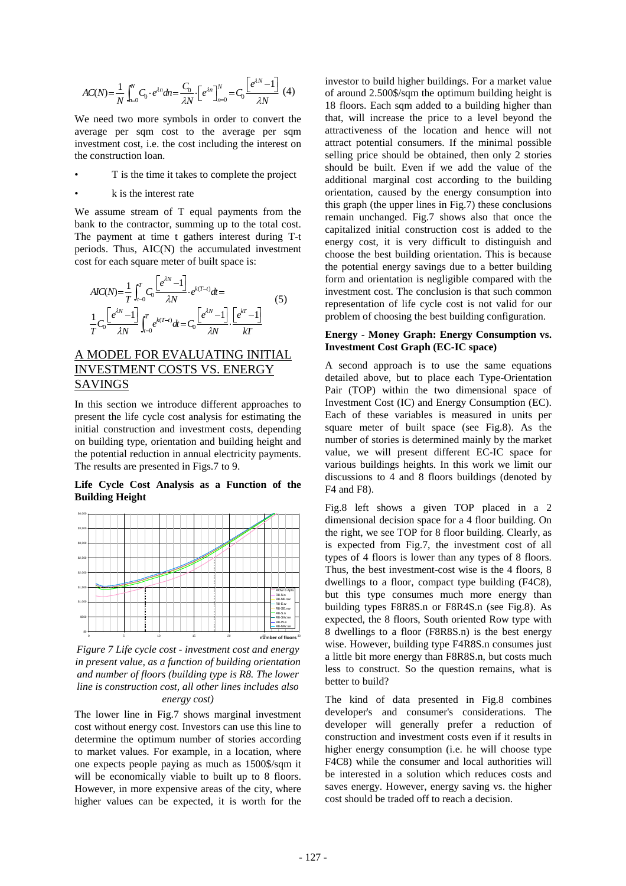$$AC(N) = \frac{1}{N}\int_{n=0}^{N} C_0 \cdot e^{\lambda n} dn = \frac{C_0}{\lambda N} \cdot \left[e^{\lambda n}\right]_{n=0}^{N} = C_0 \frac{\left[e^{\lambda N} - 1\right]}{\lambda N} \quad (4)$$

We need two more symbols in order to convert the average per sqm cost to the average per sqm investment cost, i.e. the cost including the interest on the construction loan.

- T is the time it takes to complete the project
- k is the interest rate

We assume stream of T equal payments from the bank to the contractor, summing up to the total cost. The payment at time t gathers interest during T-t periods. Thus, AIC(N) the accumulated investment cost for each square meter of built space is:

$$\begin{aligned} AIC(N) &= \frac{1}{T}\int_{t=0}^{T} C_0 \frac{\left[e^{\lambda N} - 1\right]}{\lambda N} \cdot e^{k(T-t)} dt = \\ &\frac{1}{T} C_0 \frac{\left[e^{\lambda N} - 1\right]}{\lambda N} \int_{t=0}^{T} e^{k(T-t)} dt = C_0 \frac{\left[e^{\lambda N} - 1\right]}{\lambda N} \cdot \frac{\left[e^{kT} - 1\right]}{kT} \end{aligned} \quad (5)$$

## A MODEL FOR EVALUATING INITIAL INVESTMENT COSTS VS. ENERGY SAVINGS

In this section we introduce different approaches to present the life cycle cost analysis for estimating the initial construction and investment costs, depending on building type, orientation and building height and the potential reduction in annual electricity payments. The results are presented in Figs.7 to 9.

**Life Cycle Cost Analysis as a Function of the Building Height**

*Figure 7 Life cycle cost - investment cost and energy in present value, as a function of building orientation and number of floors (building type is R8. The lower line is construction cost, all other lines includes also energy cost)*

The lower line in Fig.7 shows marginal investment cost without energy cost. Investors can use this line to determine the optimum number of stories according to market values. For example, in a location, where one expects people paying as much as 1500$/sqm it will be economically viable to built up to 8 floors. However, in more expensive areas of the city, where higher values can be expected, it is worth for the investor to build higher buildings. For a market value of around 2.500$/sqm the optimum building height is 18 floors. Each sqm added to a building higher than that, will increase the price to a level beyond the attractiveness of the location and hence will not attract potential consumers. If the minimal possible selling price should be obtained, then only 2 stories should be built. Even if we add the value of the additional marginal cost according to the building orientation, caused by the energy consumption into this graph (the upper lines in Fig.7) these conclusions remain unchanged. Fig.7 shows also that once the capitalized initial construction cost is added to the energy cost, it is very difficult to distinguish and choose the best building orientation. This is because the potential energy savings due to a better building form and orientation is negligible compared with the investment cost. The conclusion is that such common representation of life cycle cost is not valid for our problem of choosing the best building configuration.

**Energy - Money Graph: Energy Consumption vs. Investment Cost Graph (EC-IC space)**

A second approach is to use the same equations detailed above, but to place each Type-Orientation Pair (TOP) within the two dimensional space of Investment Cost (IC) and Energy Consumption (EC). Each of these variables is measured in units per square meter of built space (see Fig.8). As the number of stories is determined mainly by the market value, we will present different EC-IC space for various buildings heights. In this work we limit our discussions to 4 and 8 floors buildings (denoted by F4 and F8).

Fig.8 left shows a given TOP placed in a 2 dimensional decision space for a 4 floor building. On the right, we see TOP for 8 floor building. Clearly, as is expected from Fig.7, the investment cost of all types of 4 floors is lower than any types of 8 floors. Thus, the best investment-cost wise is the 4 floors, 8 dwellings to a floor, compact type building (F4C8), but this type consumes much more energy than building types F8R8S.n or F8R4S.n (see Fig.8). As expected, the 8 floors, South oriented Row type with 8 dwellings to a floor (F8R8S.n) is the best energy wise. However, building type F4R8S.n consumes just a little bit more energy than F8R8S.n, but costs much less to construct. So the question remains, what is better to build?

The kind of data presented in Fig.8 combines developer's and consumer's considerations. The developer will generally prefer a reduction of construction and investment costs even if it results in higher energy consumption (i.e. he will choose type F4C8) while the consumer and local authorities will be interested in a solution which reduces costs and saves energy. However, energy saving vs. the higher cost should be traded off to reach a decision.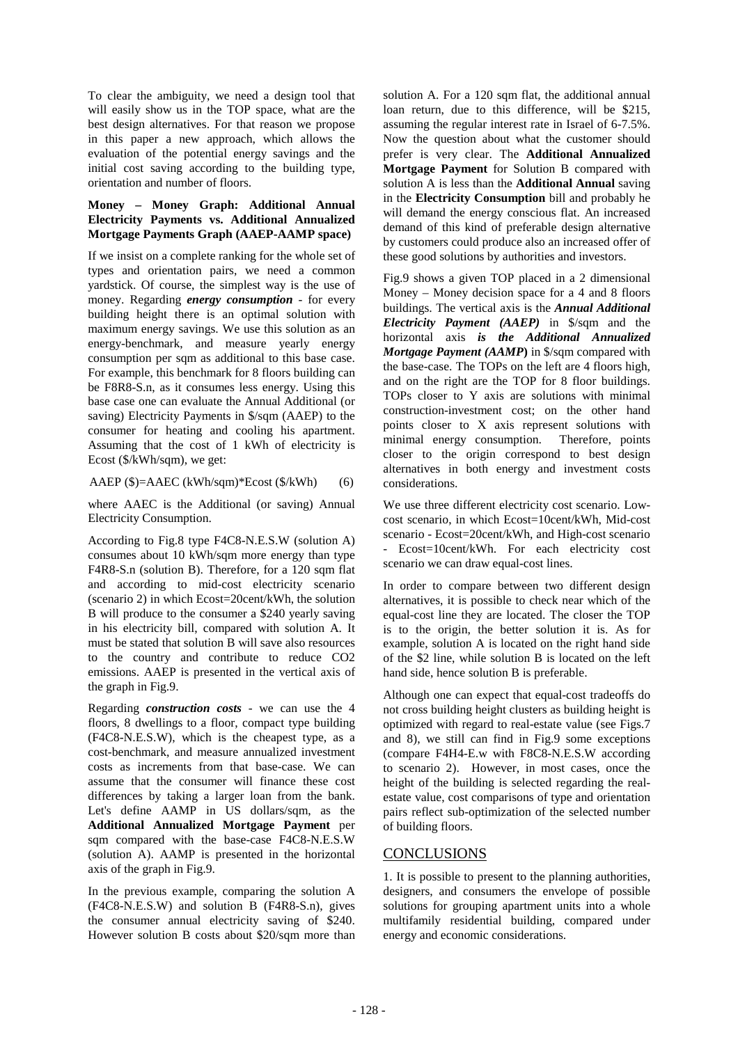To clear the ambiguity, we need a design tool that will easily show us in the TOP space, what are the best design alternatives. For that reason we propose in this paper a new approach, which allows the evaluation of the potential energy savings and the initial cost saving according to the building type, orientation and number of floors.

### Money – Money Graph: Additional Annual Electricity Payments vs. Additional Annualized Mortgage Payments Graph (AAEP-AAMP space)

If we insist on a complete ranking for the whole set of types and orientation pairs, we need a common yardstick. Of course, the simplest way is the use of money. Regarding ***energy consumption*** - for every building height there is an optimal solution with maximum energy savings. We use this solution as an energy-benchmark, and measure yearly energy consumption per sqm as additional to this base case. For example, this benchmark for 8 floors building can be F8R8-S.n, as it consumes less energy. Using this base case one can evaluate the Annual Additional (or saving) Electricity Payments in \$/sqm (AAEP) to the consumer for heating and cooling his apartment. Assuming that the cost of 1 kWh of electricity is Ecost (\$/kWh/sqm), we get:

$$AAEP\ (\$) = AAEC\ (kWh/sqm) * Ecost\ (\$/kWh) \qquad (6)$$

where AAEC is the Additional (or saving) Annual Electricity Consumption.

According to Fig.8 type F4C8-N.E.S.W (solution A) consumes about 10 kWh/sqm more energy than type F4R8-S.n (solution B). Therefore, for a 120 sqm flat and according to mid-cost electricity scenario (scenario 2) in which Ecost=20cent/kWh, the solution B will produce to the consumer a \$240 yearly saving in his electricity bill, compared with solution A. It must be stated that solution B will save also resources to the country and contribute to reduce $CO_2$ emissions. AAEP is presented in the vertical axis of the graph in Fig.9.

Regarding ***construction costs*** - we can use the 4 floors, 8 dwellings to a floor, compact type building (F4C8-N.E.S.W), which is the cheapest type, as a cost-benchmark, and measure annualized investment costs as increments from that base-case. We can assume that the consumer will finance these cost differences by taking a larger loan from the bank. Let's define AAMP in US dollars/sqm, as the **Additional Annualized Mortgage Payment** per sqm compared with the base-case F4C8-N.E.S.W (solution A). AAMP is presented in the horizontal axis of the graph in Fig.9.

In the previous example, comparing the solution A (F4C8-N.E.S.W) and solution B (F4R8-S.n), gives the consumer annual electricity saving of \$240. However solution B costs about \$20/sqm more than solution A. For a 120 sqm flat, the additional annual loan return, due to this difference, will be \$215, assuming the regular interest rate in Israel of 6-7.5%. Now the question about what the customer should prefer is very clear. The **Additional Annualized Mortgage Payment** for Solution B compared with solution A is less than the **Additional Annual** saving in the **Electricity Consumption** bill and probably he will demand the energy conscious flat. An increased demand of this kind of preferable design alternative by customers could produce also an increased offer of these good solutions by authorities and investors.

Fig.9 shows a given TOP placed in a 2 dimensional Money – Money decision space for a 4 and 8 floors buildings. The vertical axis is the ***Annual Additional Electricity Payment (AAEP)*** in \$/sqm and the horizontal axis ***is the Additional Annualized Mortgage Payment (AAMP)*** in \$/sqm compared with the base-case. The TOPs on the left are 4 floors high, and on the right are the TOP for 8 floor buildings. TOPs closer to Y axis are solutions with minimal construction-investment cost; on the other hand points closer to X axis represent solutions with minimal energy consumption. Therefore, points closer to the origin correspond to best design alternatives in both energy and investment costs considerations.

We use three different electricity cost scenario. Low-cost scenario, in which Ecost=10cent/kWh, Mid-cost scenario - Ecost=20cent/kWh, and High-cost scenario - Ecost=10cent/kWh. For each electricity cost scenario we can draw equal-cost lines.

In order to compare between two different design alternatives, it is possible to check near which of the equal-cost line they are located. The closer the TOP is to the origin, the better solution it is. As for example, solution A is located on the right hand side of the \$2 line, while solution B is located on the left hand side, hence solution B is preferable.

Although one can expect that equal-cost tradeoffs do not cross building height clusters as building height is optimized with regard to real-estate value (see Figs.7 and 8), we still can find in Fig.9 some exceptions (compare F4H4-E.w with F8C8-N.E.S.W according to scenario 2). However, in most cases, once the height of the building is selected regarding the real-estate value, cost comparisons of type and orientation pairs reflect sub-optimization of the selected number of building floors.

## CONCLUSIONS

1. It is possible to present to the planning authorities, designers, and consumers the envelope of possible solutions for grouping apartment units into a whole multifamily residential building, compared under energy and economic considerations.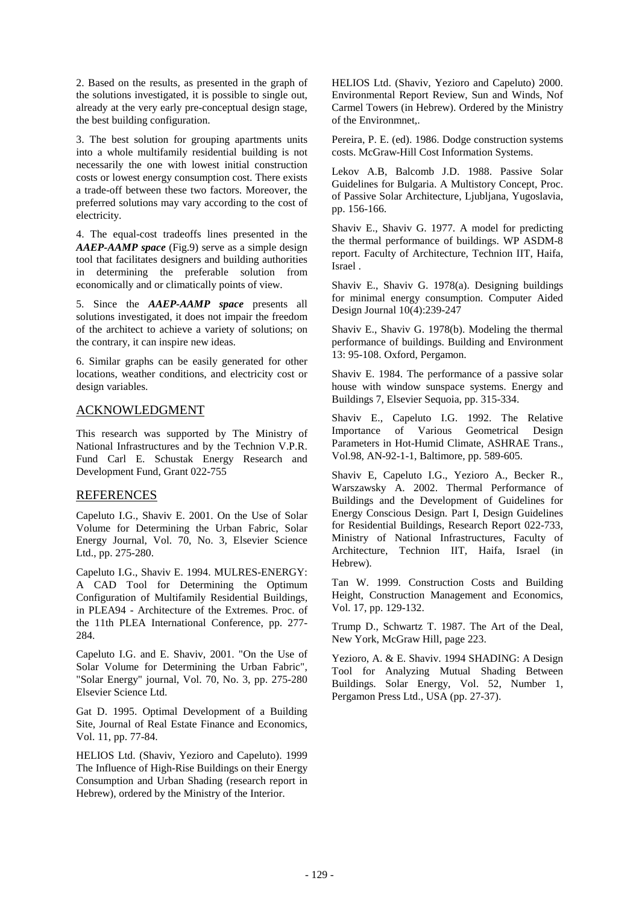2. Based on the results, as presented in the graph of the solutions investigated, it is possible to single out, already at the very early pre-conceptual design stage, the best building configuration.

3. The best solution for grouping apartments units into a whole multifamily residential building is not necessarily the one with lowest initial construction costs or lowest energy consumption cost. There exists a trade-off between these two factors. Moreover, the preferred solutions may vary according to the cost of electricity.

4. The equal-cost tradeoffs lines presented in the ***AAEP-AAMP space*** (Fig.9) serve as a simple design tool that facilitates designers and building authorities in determining the preferable solution from economically and or climatically points of view.

5. Since the ***AAEP-AAMP space*** presents all solutions investigated, it does not impair the freedom of the architect to achieve a variety of solutions; on the contrary, it can inspire new ideas.

6. Similar graphs can be easily generated for other locations, weather conditions, and electricity cost or design variables.

## ACKNOWLEDGMENT

This research was supported by The Ministry of National Infrastructures and by the Technion V.P.R. Fund Carl E. Schustak Energy Research and Development Fund, Grant 022-755

## REFERENCES

Capeluto I.G., Shaviv E. 2001. On the Use of Solar Volume for Determining the Urban Fabric, Solar Energy Journal, Vol. 70, No. 3, Elsevier Science Ltd., pp. 275-280.

Capeluto I.G., Shaviv E. 1994. MULRES-ENERGY: A CAD Tool for Determining the Optimum Configuration of Multifamily Residential Buildings, in PLEA94 - Architecture of the Extremes. Proc. of the 11th PLEA International Conference, pp. 277-284.

Capeluto I.G. and E. Shaviv, 2001. "On the Use of Solar Volume for Determining the Urban Fabric", "Solar Energy" journal, Vol. 70, No. 3, pp. 275-280 Elsevier Science Ltd.

Gat D. 1995. Optimal Development of a Building Site, Journal of Real Estate Finance and Economics, Vol. 11, pp. 77-84.

HELIOS Ltd. (Shaviv, Yezioro and Capeluto). 1999 The Influence of High-Rise Buildings on their Energy Consumption and Urban Shading (research report in Hebrew), ordered by the Ministry of the Interior.

HELIOS Ltd. (Shaviv, Yezioro and Capeluto) 2000. Environmental Report Review, Sun and Winds, Nof Carmel Towers (in Hebrew). Ordered by the Ministry of the Environmnet,.

Pereira, P. E. (ed). 1986. Dodge construction systems costs. McGraw-Hill Cost Information Systems.

Lekov A.B, Balcomb J.D. 1988. Passive Solar Guidelines for Bulgaria. A Multistory Concept, Proc. of Passive Solar Architecture, Ljubljana, Yugoslavia, pp. 156-166.

Shaviv E., Shaviv G. 1977. A model for predicting the thermal performance of buildings. WP ASDM-8 report. Faculty of Architecture, Technion IIT, Haifa, Israel .

Shaviv E., Shaviv G. 1978(a). Designing buildings for minimal energy consumption. Computer Aided Design Journal 10(4):239-247

Shaviv E., Shaviv G. 1978(b). Modeling the thermal performance of buildings. Building and Environment 13: 95-108. Oxford, Pergamon.

Shaviv E. 1984. The performance of a passive solar house with window sunspace systems. Energy and Buildings 7, Elsevier Sequoia, pp. 315-334.

Shaviv E., Capeluto I.G. 1992. The Relative Importance of Various Geometrical Design Parameters in Hot-Humid Climate, ASHRAE Trans., Vol.98, AN-92-1-1, Baltimore, pp. 589-605.

Shaviv E, Capeluto I.G., Yezioro A., Becker R., Warszawsky A. 2002. Thermal Performance of Buildings and the Development of Guidelines for Energy Conscious Design. Part I, Design Guidelines for Residential Buildings, Research Report 022-733, Ministry of National Infrastructures, Faculty of Architecture, Technion IIT, Haifa, Israel (in Hebrew).

Tan W. 1999. Construction Costs and Building Height, Construction Management and Economics, Vol. 17, pp. 129-132.

Trump D., Schwartz T. 1987. The Art of the Deal, New York, McGraw Hill, page 223.

Yezioro, A. & E. Shaviv. 1994 SHADING: A Design Tool for Analyzing Mutual Shading Between Buildings. Solar Energy, Vol. 52, Number 1, Pergamon Press Ltd., USA (pp. 27-37).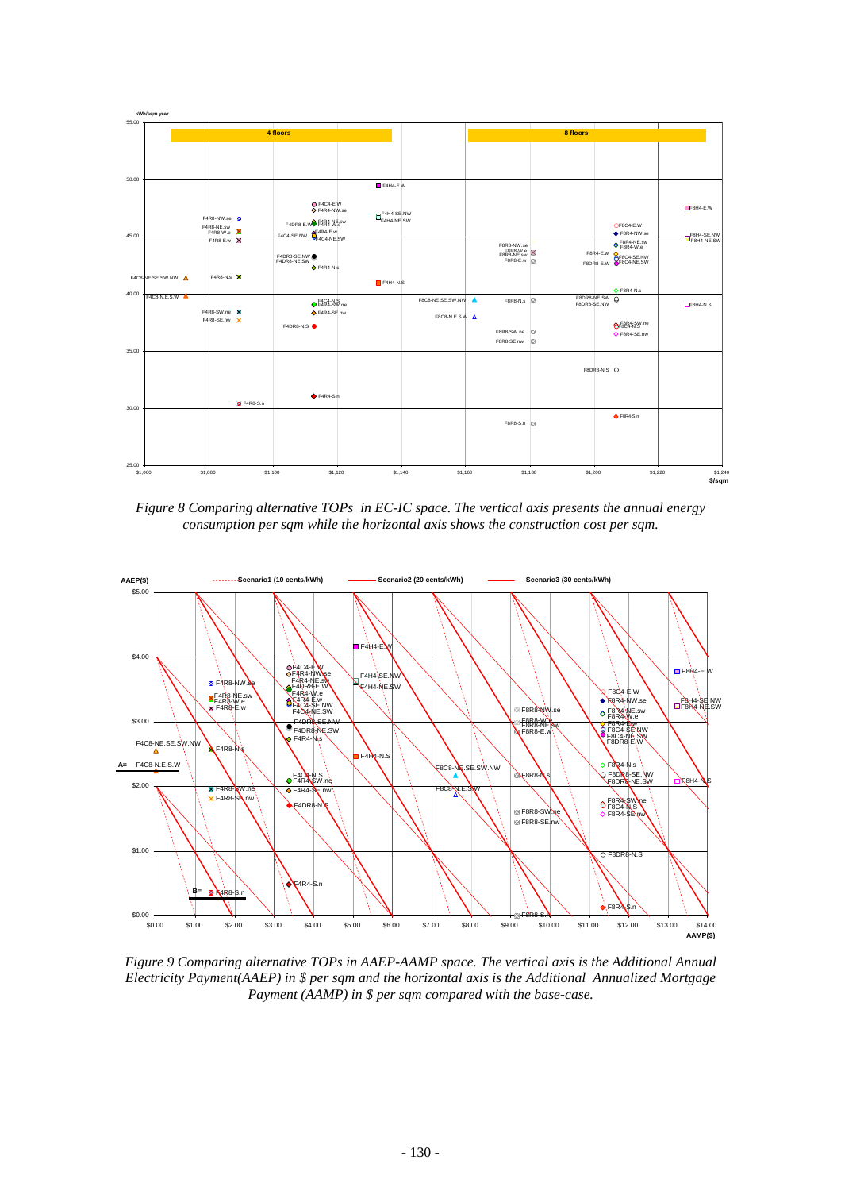kWh/sqm year

4 floors

8 floors

55.00
50.00
45.00
40.00
35.00
30.00
25.00

$1,060 $1,080 $1,100 $1,120 $1,140 $1,160 $1,180 $1,200 $1,220 $1,240

$/sqm

F4H4-E.W
F4C4-E.W
F4R4-NW.se
F4H4-SE.NW
F4H4-NE.SW
F4R8-NW.se
F4R8-NE.sw
F4R8-W.e
F4R8-E.w
F4DR8-E.W
F4R4-NE.sw
F4R4-W.e
F4R4-E.w
F4C4-SE.NW
F4C4-NE.SW
F4DR8-SE.NW
F4DR8-NE.SW
F4R4-N.s
F4C8-NE.SE.SW.NW
F4R8-N.s
F4H4-N.S
F4C8-N.E.S.W
F4C4-N.S
F4R4-SW.ne
F4R4-SE.nw
F4R8-SW.ne
F4R8-SE.nw
F4DR8-N.S
F4R4-S.n
F4R8-S.n
F8C8-NE.SE.SW.NW
F8C8-N.E.S.W
F8R8-NW.se
F8R8-W.e
F8R8-NE.sw
F8R8-E.w
F8R8-N.s
F8R8-SW.ne
F8R8-SE.nw
F8R8-S.n
F8H4-E.W
F8C4-E.W
F8R4-NW.se
F8H4-SE.NW
F8H4-NE.SW
F8R4-NE.sw
F8R4-W.e
F8R4-E.w
F8C4-SE.NW
F8C4-NE.SW
F8DR8-E.W
F8R4-N.s
F8DR8-NE.SW
F8DR8-SE.NW
F8H4-N.S
F8R4-SW.ne
F8C4-N.S
F8R4-SE.nw
F8DR8-N.S
F8R4-S.n

*Figure 8 Comparing alternative TOPs in EC-IC space. The vertical axis presents the annual energy consumption per sqm while the horizontal axis shows the construction cost per sqm.*

AAEP($)

Scenario1 (10 cents/kWh)
Scenario2 (20 cents/kWh)
Scenario3 (30 cents/kWh)

$5.00
$4.00
$3.00
$2.00
$1.00
$0.00

$0.00 $1.00 $2.00 $3.00 $4.00 $5.00 $6.00 $7.00 $8.00 $9.00 $10.00 $11.00 $12.00 $13.00 $14.00

AAMP($)

A=
B=

F4H4-E.W
F4C4-E.W
F4R4-NW.se
F4R4-NE.sw
F4DR8-E.W
F4R4-W.e
F4R4-E.w
F4C4-SE.NW
F4C4-NE.SW
F4H4-SE.NW
F4H4-NE.SW
F4R8-NW.se
F4R8-NE.sw
F4R8-W.e
F4R8-E.w
F4DR8-SE.NW
F4DR8-NE.SW
F4R4-N.s
F4C8-NE.SE.SW.NW
F4R8-N.s
F4H4-N.S
F4C8-N.E.S.W
F4C4-N.S
F4R4-SW.ne
F4R8-SW.ne
F4R4-SE.nw
F4R8-SE.nw
F4DR8-N.S
F4R4-S.n
F4R8-S.n
F8C8-NE.SE.SW.NW
F8C8-N.E.S.W
F8R8-NW.se
F8R8-W.e
F8R8-NE.sw
F8R8-E.w
F8R8-N.s
F8R8-SW.ne
F8R8-SE.nw
F8R8-S.n
F8H4-E.W
F8C4-E.W
F8R4-NW.se
F8H4-SE.NW
F8H4-NE.SW
F8R4-NE.sw
F8R4-W.e
F8R4-E.w
F8C4-SE.NW
F8C4-NE.SW
F8DR8-E.W
F8R4-N.s
F8DR8-SE.NW
F8DR8-NE.SW
F8H4-N.S
F8R4-SW.ne
F8C4-N.S
F8R4-SE.nw
F8DR8-N.S
F8R4-S.n

*Figure 9 Comparing alternative TOPs in AAEP-AAMP space. The vertical axis is the Additional Annual Electricity Payment(AAEP) in $ per sqm and the horizontal axis is the Additional Annualized Mortgage Payment (AAMP) in $ per sqm compared with the base-case.*